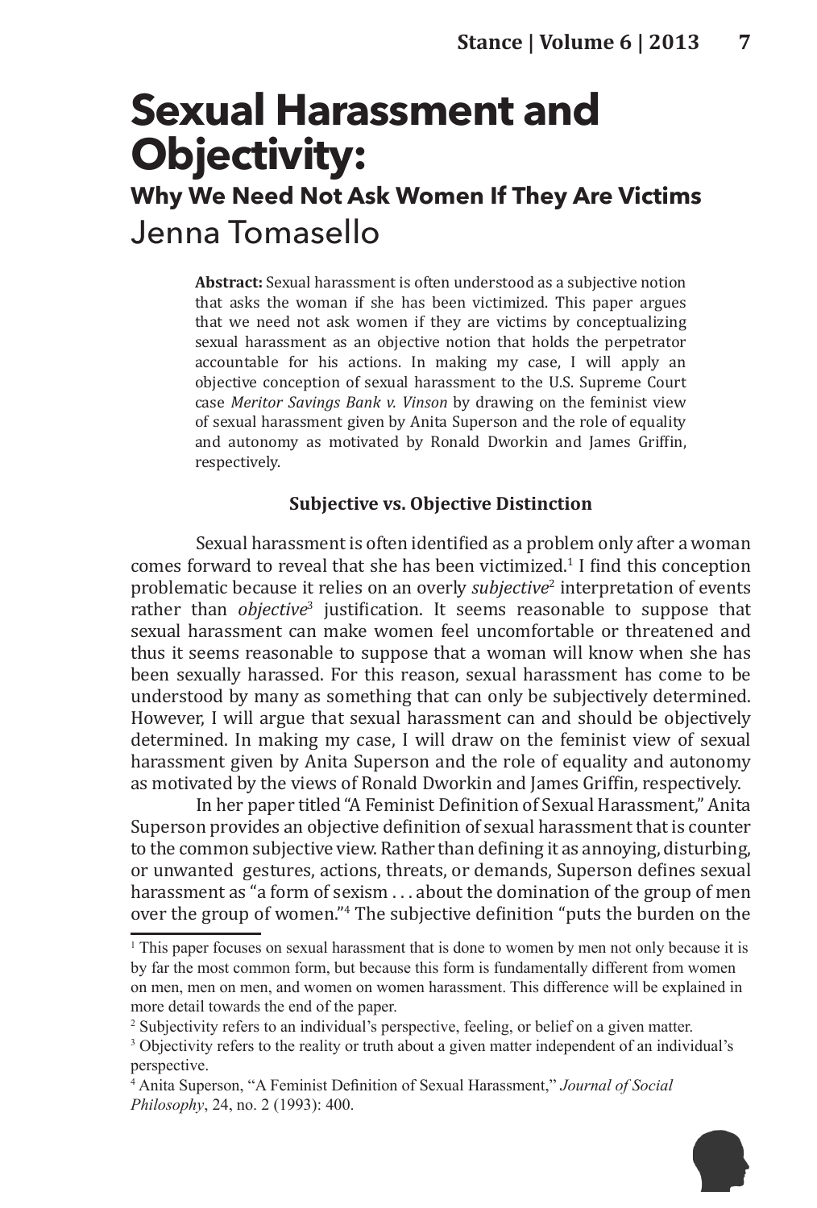# Sexual Harassment and Objectivity:

## Why We Need Not Ask Women If They Are Victims

Jenna Tomasello

**Abstract:** Sexual harassment is often understood as a subjective notion that asks the woman if she has been victimized. This paper argues that we need not ask women if they are victims by conceptualizing sexual harassment as an objective notion that holds the perpetrator accountable for his actions. In making my case, I will apply an objective conception of sexual harassment to the U.S. Supreme Court case *Meritor Savings Bank v. Vinson* by drawing on the feminist view of sexual harassment given by Anita Superson and the role of equality and autonomy as motivated by Ronald Dworkin and James Griffin, respectively.

### Subjective vs. Objective Distinction

Sexual harassment is often identified as a problem only after a woman comes forward to reveal that she has been victimized.[1] I find this conception problematic because it relies on an overly *subjective*[2] interpretation of events rather than *objective*[3] justification. It seems reasonable to suppose that sexual harassment can make women feel uncomfortable or threatened and thus it seems reasonable to suppose that a woman will know when she has been sexually harassed. For this reason, sexual harassment has come to be understood by many as something that can only be subjectively determined. However, I will argue that sexual harassment can and should be objectively determined. In making my case, I will draw on the feminist view of sexual harassment given by Anita Superson and the role of equality and autonomy as motivated by the views of Ronald Dworkin and James Griffin, respectively.

In her paper titled "A Feminist Definition of Sexual Harassment," Anita Superson provides an objective definition of sexual harassment that is counter to the common subjective view. Rather than defining it as annoying, disturbing, or unwanted gestures, actions, threats, or demands, Superson defines sexual harassment as "a form of sexism . . . about the domination of the group of men over the group of women."[4] The subjective definition "puts the burden on the

---

[1] This paper focuses on sexual harassment that is done to women by men not only because it is by far the most common form, but because this form is fundamentally different from women on men, men on men, and women on women harassment. This difference will be explained in more detail towards the end of the paper.

[2] Subjectivity refers to an individual's perspective, feeling, or belief on a given matter.

[3] Objectivity refers to the reality or truth about a given matter independent of an individual's perspective.

[4] Anita Superson, "A Feminist Definition of Sexual Harassment," *Journal of Social Philosophy*, 24, no. 2 (1993): 400.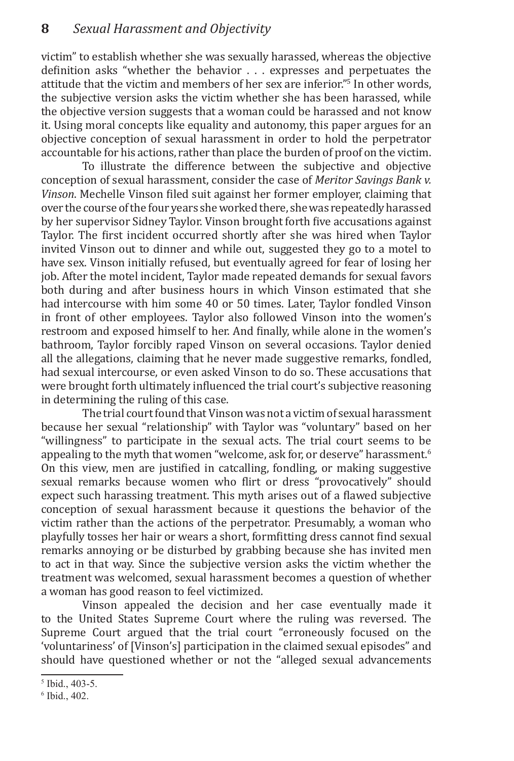victim" to establish whether she was sexually harassed, whereas the objective definition asks "whether the behavior . . . expresses and perpetuates the attitude that the victim and members of her sex are inferior."[5] In other words, the subjective version asks the victim whether she has been harassed, while the objective version suggests that a woman could be harassed and not know it. Using moral concepts like equality and autonomy, this paper argues for an objective conception of sexual harassment in order to hold the perpetrator accountable for his actions, rather than place the burden of proof on the victim.

To illustrate the difference between the subjective and objective conception of sexual harassment, consider the case of *Meritor Savings Bank v. Vinson*. Mechelle Vinson filed suit against her former employer, claiming that over the course of the four years she worked there, she was repeatedly harassed by her supervisor Sidney Taylor. Vinson brought forth five accusations against Taylor. The first incident occurred shortly after she was hired when Taylor invited Vinson out to dinner and while out, suggested they go to a motel to have sex. Vinson initially refused, but eventually agreed for fear of losing her job. After the motel incident, Taylor made repeated demands for sexual favors both during and after business hours in which Vinson estimated that she had intercourse with him some 40 or 50 times. Later, Taylor fondled Vinson in front of other employees. Taylor also followed Vinson into the women's restroom and exposed himself to her. And finally, while alone in the women's bathroom, Taylor forcibly raped Vinson on several occasions. Taylor denied all the allegations, claiming that he never made suggestive remarks, fondled, had sexual intercourse, or even asked Vinson to do so. These accusations that were brought forth ultimately influenced the trial court's subjective reasoning in determining the ruling of this case.

The trial court found that Vinson was not a victim of sexual harassment because her sexual "relationship" with Taylor was "voluntary" based on her "willingness" to participate in the sexual acts. The trial court seems to be appealing to the myth that women "welcome, ask for, or deserve" harassment.[6] On this view, men are justified in catcalling, fondling, or making suggestive sexual remarks because women who flirt or dress "provocatively" should expect such harassing treatment. This myth arises out of a flawed subjective conception of sexual harassment because it questions the behavior of the victim rather than the actions of the perpetrator. Presumably, a woman who playfully tosses her hair or wears a short, formfitting dress cannot find sexual remarks annoying or be disturbed by grabbing because she has invited men to act in that way. Since the subjective version asks the victim whether the treatment was welcomed, sexual harassment becomes a question of whether a woman has good reason to feel victimized.

Vinson appealed the decision and her case eventually made it to the United States Supreme Court where the ruling was reversed. The Supreme Court argued that the trial court "erroneously focused on the 'voluntariness' of [Vinson's] participation in the claimed sexual episodes" and should have questioned whether or not the "alleged sexual advancements

---

[5] Ibid., 403-5.

[6] Ibid., 402.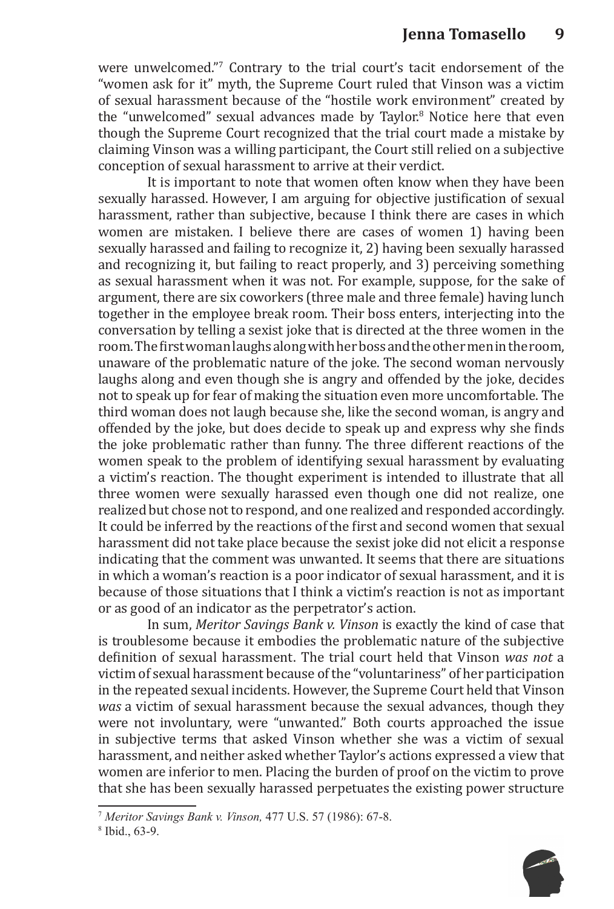were unwelcomed."[7] Contrary to the trial court's tacit endorsement of the "women ask for it" myth, the Supreme Court ruled that Vinson was a victim of sexual harassment because of the "hostile work environment" created by the "unwelcomed" sexual advances made by Taylor.[8] Notice here that even though the Supreme Court recognized that the trial court made a mistake by claiming Vinson was a willing participant, the Court still relied on a subjective conception of sexual harassment to arrive at their verdict.

It is important to note that women often know when they have been sexually harassed. However, I am arguing for objective justification of sexual harassment, rather than subjective, because I think there are cases in which women are mistaken. I believe there are cases of women 1) having been sexually harassed and failing to recognize it, 2) having been sexually harassed and recognizing it, but failing to react properly, and 3) perceiving something as sexual harassment when it was not. For example, suppose, for the sake of argument, there are six coworkers (three male and three female) having lunch together in the employee break room. Their boss enters, interjecting into the conversation by telling a sexist joke that is directed at the three women in the room. The first woman laughs along with her boss and the other men in the room, unaware of the problematic nature of the joke. The second woman nervously laughs along and even though she is angry and offended by the joke, decides not to speak up for fear of making the situation even more uncomfortable. The third woman does not laugh because she, like the second woman, is angry and offended by the joke, but does decide to speak up and express why she finds the joke problematic rather than funny. The three different reactions of the women speak to the problem of identifying sexual harassment by evaluating a victim's reaction. The thought experiment is intended to illustrate that all three women were sexually harassed even though one did not realize, one realized but chose not to respond, and one realized and responded accordingly. It could be inferred by the reactions of the first and second women that sexual harassment did not take place because the sexist joke did not elicit a response indicating that the comment was unwanted. It seems that there are situations in which a woman's reaction is a poor indicator of sexual harassment, and it is because of those situations that I think a victim's reaction is not as important or as good of an indicator as the perpetrator's action.

In sum, *Meritor Savings Bank v. Vinson* is exactly the kind of case that is troublesome because it embodies the problematic nature of the subjective definition of sexual harassment. The trial court held that Vinson *was not* a victim of sexual harassment because of the "voluntariness" of her participation in the repeated sexual incidents. However, the Supreme Court held that Vinson *was* a victim of sexual harassment because the sexual advances, though they were not involuntary, were "unwanted." Both courts approached the issue in subjective terms that asked Vinson whether she was a victim of sexual harassment, and neither asked whether Taylor's actions expressed a view that women are inferior to men. Placing the burden of proof on the victim to prove that she has been sexually harassed perpetuates the existing power structure

---

[7] *Meritor Savings Bank v. Vinson,* 477 U.S. 57 (1986): 67-8.

[8] Ibid., 63-9.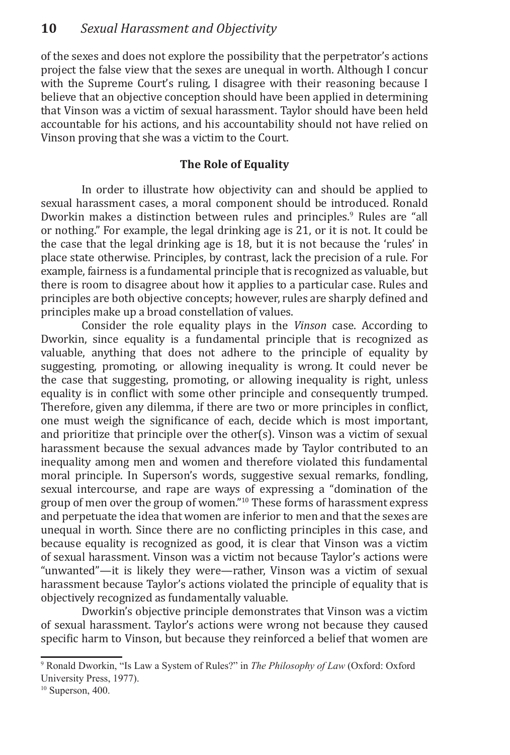of the sexes and does not explore the possibility that the perpetrator's actions project the false view that the sexes are unequal in worth. Although I concur with the Supreme Court's ruling, I disagree with their reasoning because I believe that an objective conception should have been applied in determining that Vinson was a victim of sexual harassment. Taylor should have been held accountable for his actions, and his accountability should not have relied on Vinson proving that she was a victim to the Court.

## The Role of Equality

In order to illustrate how objectivity can and should be applied to sexual harassment cases, a moral component should be introduced. Ronald Dworkin makes a distinction between rules and principles.[9] Rules are "all or nothing." For example, the legal drinking age is 21, or it is not. It could be the case that the legal drinking age is 18, but it is not because the 'rules' in place state otherwise. Principles, by contrast, lack the precision of a rule. For example, fairness is a fundamental principle that is recognized as valuable, but there is room to disagree about how it applies to a particular case. Rules and principles are both objective concepts; however, rules are sharply defined and principles make up a broad constellation of values.

Consider the role equality plays in the *Vinson* case. According to Dworkin, since equality is a fundamental principle that is recognized as valuable, anything that does not adhere to the principle of equality by suggesting, promoting, or allowing inequality is wrong. It could never be the case that suggesting, promoting, or allowing inequality is right, unless equality is in conflict with some other principle and consequently trumped. Therefore, given any dilemma, if there are two or more principles in conflict, one must weigh the significance of each, decide which is most important, and prioritize that principle over the other(s). Vinson was a victim of sexual harassment because the sexual advances made by Taylor contributed to an inequality among men and women and therefore violated this fundamental moral principle. In Superson's words, suggestive sexual remarks, fondling, sexual intercourse, and rape are ways of expressing a "domination of the group of men over the group of women."[10] These forms of harassment express and perpetuate the idea that women are inferior to men and that the sexes are unequal in worth. Since there are no conflicting principles in this case, and because equality is recognized as good, it is clear that Vinson was a victim of sexual harassment. Vinson was a victim not because Taylor's actions were "unwanted"—it is likely they were—rather, Vinson was a victim of sexual harassment because Taylor's actions violated the principle of equality that is objectively recognized as fundamentally valuable.

Dworkin's objective principle demonstrates that Vinson was a victim of sexual harassment. Taylor's actions were wrong not because they caused specific harm to Vinson, but because they reinforced a belief that women are

---

[9] Ronald Dworkin, "Is Law a System of Rules?" in *The Philosophy of Law* (Oxford: Oxford University Press, 1977).

[10] Superson, 400.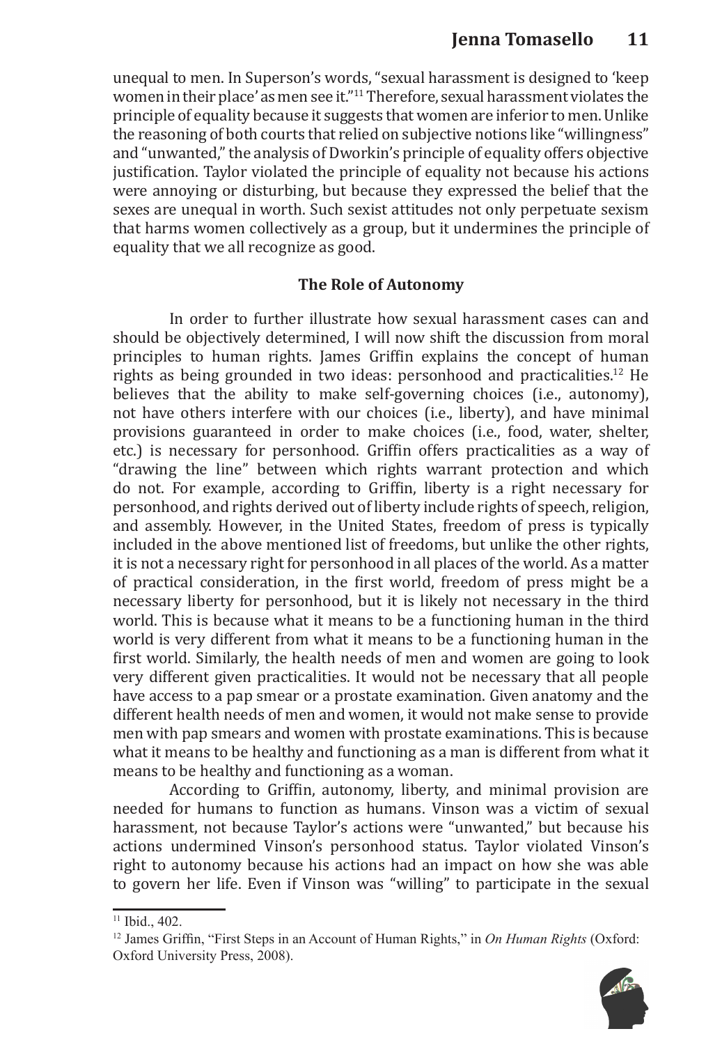unequal to men. In Superson's words, "sexual harassment is designed to 'keep women in their place' as men see it."[11] Therefore, sexual harassment violates the principle of equality because it suggests that women are inferior to men. Unlike the reasoning of both courts that relied on subjective notions like "willingness" and "unwanted," the analysis of Dworkin's principle of equality offers objective justification. Taylor violated the principle of equality not because his actions were annoying or disturbing, but because they expressed the belief that the sexes are unequal in worth. Such sexist attitudes not only perpetuate sexism that harms women collectively as a group, but it undermines the principle of equality that we all recognize as good.

### The Role of Autonomy

In order to further illustrate how sexual harassment cases can and should be objectively determined, I will now shift the discussion from moral principles to human rights. James Griffin explains the concept of human rights as being grounded in two ideas: personhood and practicalities.[12] He believes that the ability to make self-governing choices (i.e., autonomy), not have others interfere with our choices (i.e., liberty), and have minimal provisions guaranteed in order to make choices (i.e., food, water, shelter, etc.) is necessary for personhood. Griffin offers practicalities as a way of "drawing the line" between which rights warrant protection and which do not. For example, according to Griffin, liberty is a right necessary for personhood, and rights derived out of liberty include rights of speech, religion, and assembly. However, in the United States, freedom of press is typically included in the above mentioned list of freedoms, but unlike the other rights, it is not a necessary right for personhood in all places of the world. As a matter of practical consideration, in the first world, freedom of press might be a necessary liberty for personhood, but it is likely not necessary in the third world. This is because what it means to be a functioning human in the third world is very different from what it means to be a functioning human in the first world. Similarly, the health needs of men and women are going to look very different given practicalities. It would not be necessary that all people have access to a pap smear or a prostate examination. Given anatomy and the different health needs of men and women, it would not make sense to provide men with pap smears and women with prostate examinations. This is because what it means to be healthy and functioning as a man is different from what it means to be healthy and functioning as a woman.

According to Griffin, autonomy, liberty, and minimal provision are needed for humans to function as humans. Vinson was a victim of sexual harassment, not because Taylor's actions were "unwanted," but because his actions undermined Vinson's personhood status. Taylor violated Vinson's right to autonomy because his actions had an impact on how she was able to govern her life. Even if Vinson was "willing" to participate in the sexual

[11] Ibid., 402.

[12] James Griffin, "First Steps in an Account of Human Rights," in *On Human Rights* (Oxford: Oxford University Press, 2008).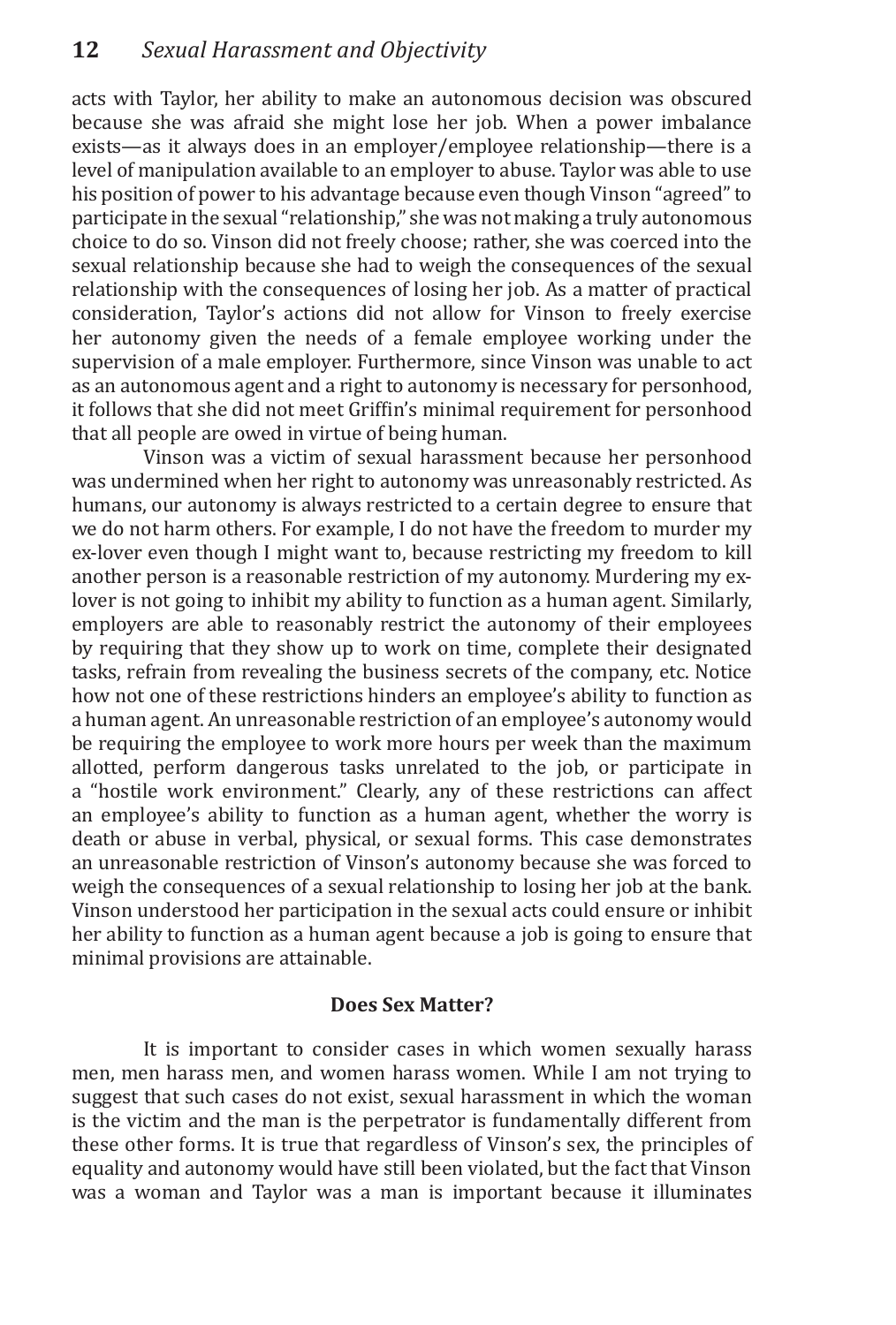acts with Taylor, her ability to make an autonomous decision was obscured because she was afraid she might lose her job. When a power imbalance exists—as it always does in an employer/employee relationship—there is a level of manipulation available to an employer to abuse. Taylor was able to use his position of power to his advantage because even though Vinson "agreed" to participate in the sexual "relationship," she was not making a truly autonomous choice to do so. Vinson did not freely choose; rather, she was coerced into the sexual relationship because she had to weigh the consequences of the sexual relationship with the consequences of losing her job. As a matter of practical consideration, Taylor's actions did not allow for Vinson to freely exercise her autonomy given the needs of a female employee working under the supervision of a male employer. Furthermore, since Vinson was unable to act as an autonomous agent and a right to autonomy is necessary for personhood, it follows that she did not meet Griffin's minimal requirement for personhood that all people are owed in virtue of being human.

Vinson was a victim of sexual harassment because her personhood was undermined when her right to autonomy was unreasonably restricted. As humans, our autonomy is always restricted to a certain degree to ensure that we do not harm others. For example, I do not have the freedom to murder my ex-lover even though I might want to, because restricting my freedom to kill another person is a reasonable restriction of my autonomy. Murdering my ex-lover is not going to inhibit my ability to function as a human agent. Similarly, employers are able to reasonably restrict the autonomy of their employees by requiring that they show up to work on time, complete their designated tasks, refrain from revealing the business secrets of the company, etc. Notice how not one of these restrictions hinders an employee's ability to function as a human agent. An unreasonable restriction of an employee's autonomy would be requiring the employee to work more hours per week than the maximum allotted, perform dangerous tasks unrelated to the job, or participate in a "hostile work environment." Clearly, any of these restrictions can affect an employee's ability to function as a human agent, whether the worry is death or abuse in verbal, physical, or sexual forms. This case demonstrates an unreasonable restriction of Vinson's autonomy because she was forced to weigh the consequences of a sexual relationship to losing her job at the bank. Vinson understood her participation in the sexual acts could ensure or inhibit her ability to function as a human agent because a job is going to ensure that minimal provisions are attainable.

## Does Sex Matter?

It is important to consider cases in which women sexually harass men, men harass men, and women harass women. While I am not trying to suggest that such cases do not exist, sexual harassment in which the woman is the victim and the man is the perpetrator is fundamentally different from these other forms. It is true that regardless of Vinson's sex, the principles of equality and autonomy would have still been violated, but the fact that Vinson was a woman and Taylor was a man is important because it illuminates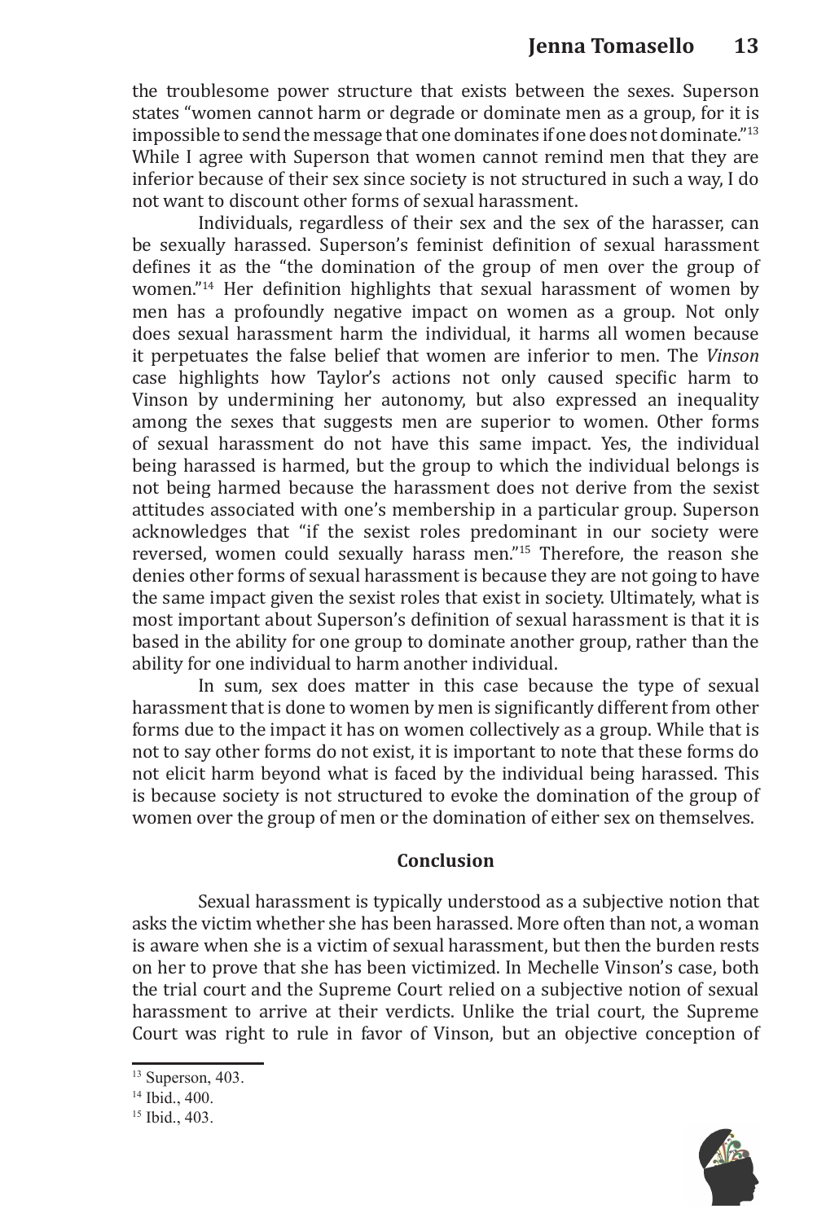the troublesome power structure that exists between the sexes. Superson states "women cannot harm or degrade or dominate men as a group, for it is impossible to send the message that one dominates if one does not dominate."[13] While I agree with Superson that women cannot remind men that they are inferior because of their sex since society is not structured in such a way, I do not want to discount other forms of sexual harassment.

Individuals, regardless of their sex and the sex of the harasser, can be sexually harassed. Superson's feminist definition of sexual harassment defines it as the "the domination of the group of men over the group of women."[14] Her definition highlights that sexual harassment of women by men has a profoundly negative impact on women as a group. Not only does sexual harassment harm the individual, it harms all women because it perpetuates the false belief that women are inferior to men. The *Vinson* case highlights how Taylor's actions not only caused specific harm to Vinson by undermining her autonomy, but also expressed an inequality among the sexes that suggests men are superior to women. Other forms of sexual harassment do not have this same impact. Yes, the individual being harassed is harmed, but the group to which the individual belongs is not being harmed because the harassment does not derive from the sexist attitudes associated with one's membership in a particular group. Superson acknowledges that "if the sexist roles predominant in our society were reversed, women could sexually harass men."[15] Therefore, the reason she denies other forms of sexual harassment is because they are not going to have the same impact given the sexist roles that exist in society. Ultimately, what is most important about Superson's definition of sexual harassment is that it is based in the ability for one group to dominate another group, rather than the ability for one individual to harm another individual.

In sum, sex does matter in this case because the type of sexual harassment that is done to women by men is significantly different from other forms due to the impact it has on women collectively as a group. While that is not to say other forms do not exist, it is important to note that these forms do not elicit harm beyond what is faced by the individual being harassed. This is because society is not structured to evoke the domination of the group of women over the group of men or the domination of either sex on themselves.

## Conclusion

Sexual harassment is typically understood as a subjective notion that asks the victim whether she has been harassed. More often than not, a woman is aware when she is a victim of sexual harassment, but then the burden rests on her to prove that she has been victimized. In Mechelle Vinson's case, both the trial court and the Supreme Court relied on a subjective notion of sexual harassment to arrive at their verdicts. Unlike the trial court, the Supreme Court was right to rule in favor of Vinson, but an objective conception of

[13] Superson, 403.
[14] Ibid., 400.
[15] Ibid., 403.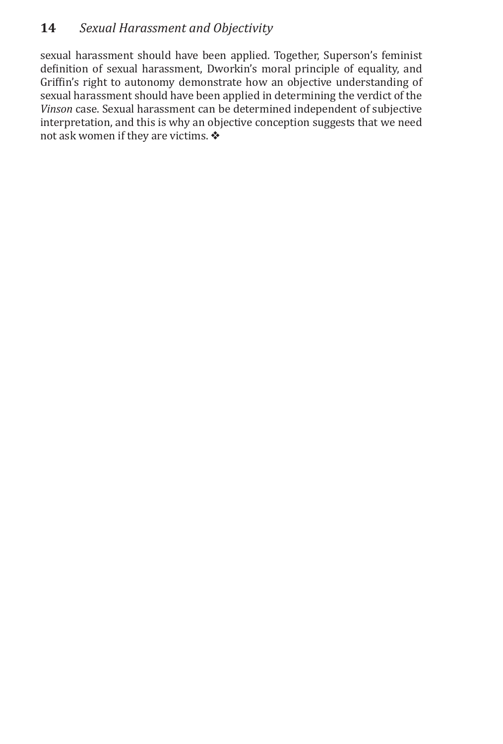sexual harassment should have been applied. Together, Superson's feminist definition of sexual harassment, Dworkin's moral principle of equality, and Griffin's right to autonomy demonstrate how an objective understanding of sexual harassment should have been applied in determining the verdict of the *Vinson* case. Sexual harassment can be determined independent of subjective interpretation, and this is why an objective conception suggests that we need not ask women if they are victims. ❖